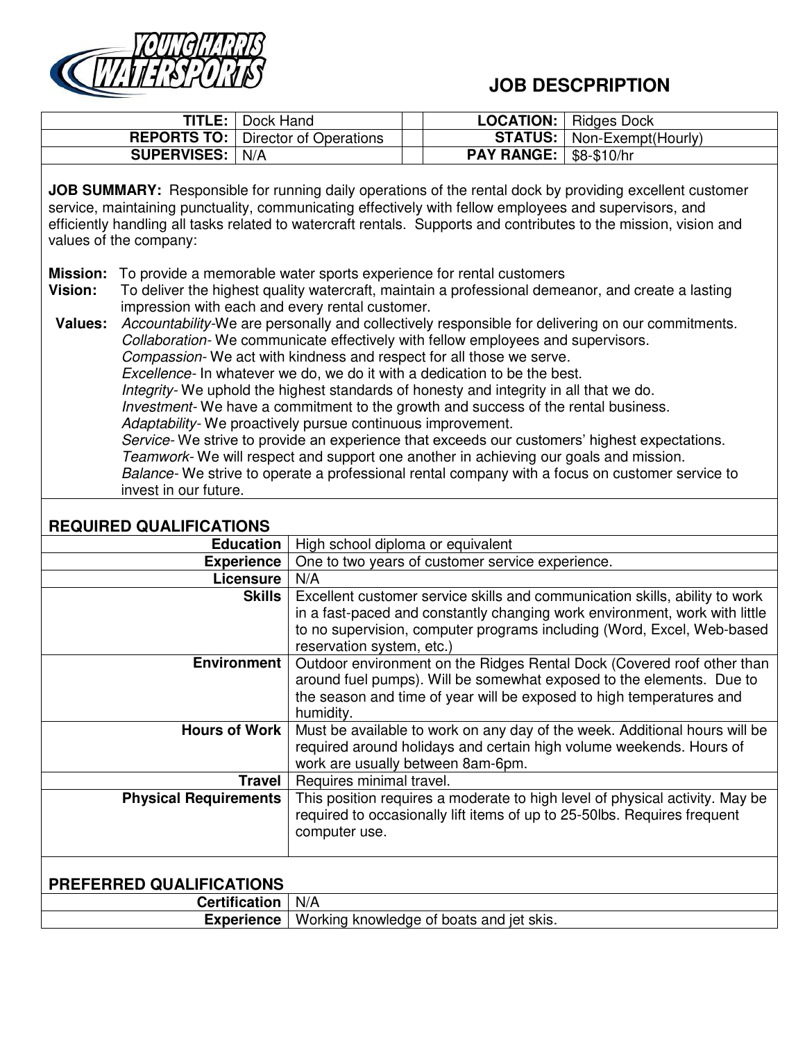# JOB DESCPRIPTION

| | | | | |
|---|---|---|---|---|
| **TITLE:** | Dock Hand | | **LOCATION:** | Ridges Dock |
| **REPORTS TO:** | Director of Operations | | **STATUS:** | Non-Exempt(Hourly) |
| **SUPERVISES:** | N/A | | **PAY RANGE:** | $8-$10/hr |

**JOB SUMMARY:** Responsible for running daily operations of the rental dock by providing excellent customer service, maintaining punctuality, communicating effectively with fellow employees and supervisors, and efficiently handling all tasks related to watercraft rentals. Supports and contributes to the mission, vision and values of the company:

**Mission:** To provide a memorable water sports experience for rental customers

**Vision:** To deliver the highest quality watercraft, maintain a professional demeanor, and create a lasting impression with each and every rental customer.

**Values:**
*Accountability*-We are personally and collectively responsible for delivering on our commitments.
*Collaboration*- We communicate effectively with fellow employees and supervisors.
*Compassion*- We act with kindness and respect for all those we serve.
*Excellence*- In whatever we do, we do it with a dedication to be the best.
*Integrity*- We uphold the highest standards of honesty and integrity in all that we do.
*Investment*- We have a commitment to the growth and success of the rental business.
*Adaptability*- We proactively pursue continuous improvement.
*Service*- We strive to provide an experience that exceeds our customers' highest expectations.
*Teamwork*- We will respect and support one another in achieving our goals and mission.
*Balance*- We strive to operate a professional rental company with a focus on customer service to invest in our future.

## REQUIRED QUALIFICATIONS

| | |
|---|---|
| **Education** | High school diploma or equivalent |
| **Experience** | One to two years of customer service experience. |
| **Licensure** | N/A |
| **Skills** | Excellent customer service skills and communication skills, ability to work in a fast-paced and constantly changing work environment, work with little to no supervision, computer programs including (Word, Excel, Web-based reservation system, etc.) |
| **Environment** | Outdoor environment on the Ridges Rental Dock (Covered roof other than around fuel pumps). Will be somewhat exposed to the elements. Due to the season and time of year will be exposed to high temperatures and humidity. |
| **Hours of Work** | Must be available to work on any day of the week. Additional hours will be required around holidays and certain high volume weekends. Hours of work are usually between 8am-6pm. |
| **Travel** | Requires minimal travel. |
| **Physical Requirements** | This position requires a moderate to high level of physical activity. May be required to occasionally lift items of up to 25-50lbs. Requires frequent computer use. |

## PREFERRED QUALIFICATIONS

| | |
|---|---|
| **Certification** | N/A |
| **Experience** | Working knowledge of boats and jet skis. |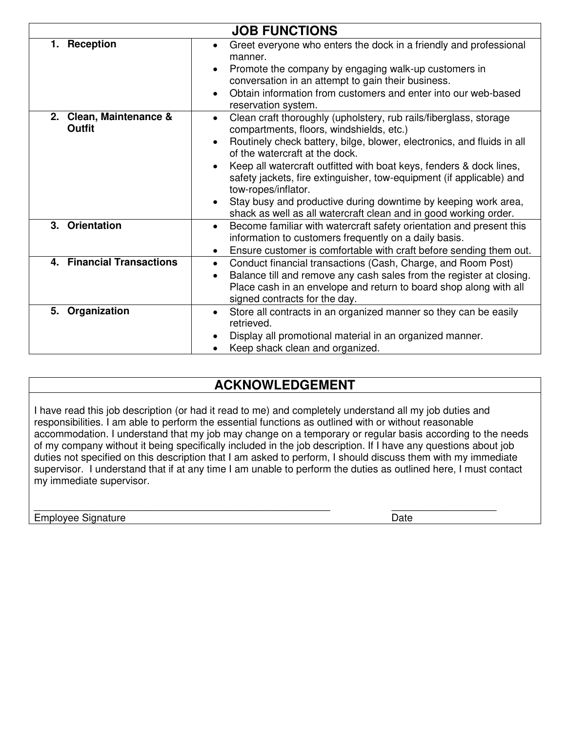## JOB FUNCTIONS

| | |
|---|---|
| **1. Reception** | • Greet everyone who enters the dock in a friendly and professional manner.<br>• Promote the company by engaging walk-up customers in conversation in an attempt to gain their business.<br>• Obtain information from customers and enter into our web-based reservation system. |
| **2. Clean, Maintenance & Outfit** | • Clean craft thoroughly (upholstery, rub rails/fiberglass, storage compartments, floors, windshields, etc.)<br>• Routinely check battery, bilge, blower, electronics, and fluids in all of the watercraft at the dock.<br>• Keep all watercraft outfitted with boat keys, fenders & dock lines, safety jackets, fire extinguisher, tow-equipment (if applicable) and tow-ropes/inflator.<br>• Stay busy and productive during downtime by keeping work area, shack as well as all watercraft clean and in good working order. |
| **3. Orientation** | • Become familiar with watercraft safety orientation and present this information to customers frequently on a daily basis.<br>• Ensure customer is comfortable with craft before sending them out. |
| **4. Financial Transactions** | • Conduct financial transactions (Cash, Charge, and Room Post)<br>• Balance till and remove any cash sales from the register at closing. Place cash in an envelope and return to board shop along with all signed contracts for the day. |
| **5. Organization** | • Store all contracts in an organized manner so they can be easily retrieved.<br>• Display all promotional material in an organized manner.<br>• Keep shack clean and organized. |

## ACKNOWLEDGEMENT

I have read this job description (or had it read to me) and completely understand all my job duties and responsibilities. I am able to perform the essential functions as outlined with or without reasonable accommodation. I understand that my job may change on a temporary or regular basis according to the needs of my company without it being specifically included in the job description. If I have any questions about job duties not specified on this description that I am asked to perform, I should discuss them with my immediate supervisor. I understand that if at any time I am unable to perform the duties as outlined here, I must contact my immediate supervisor.

_______________________________________________ &nbsp;&nbsp;&nbsp;&nbsp; ____________________

Employee Signature &nbsp;&nbsp;&nbsp;&nbsp; Date